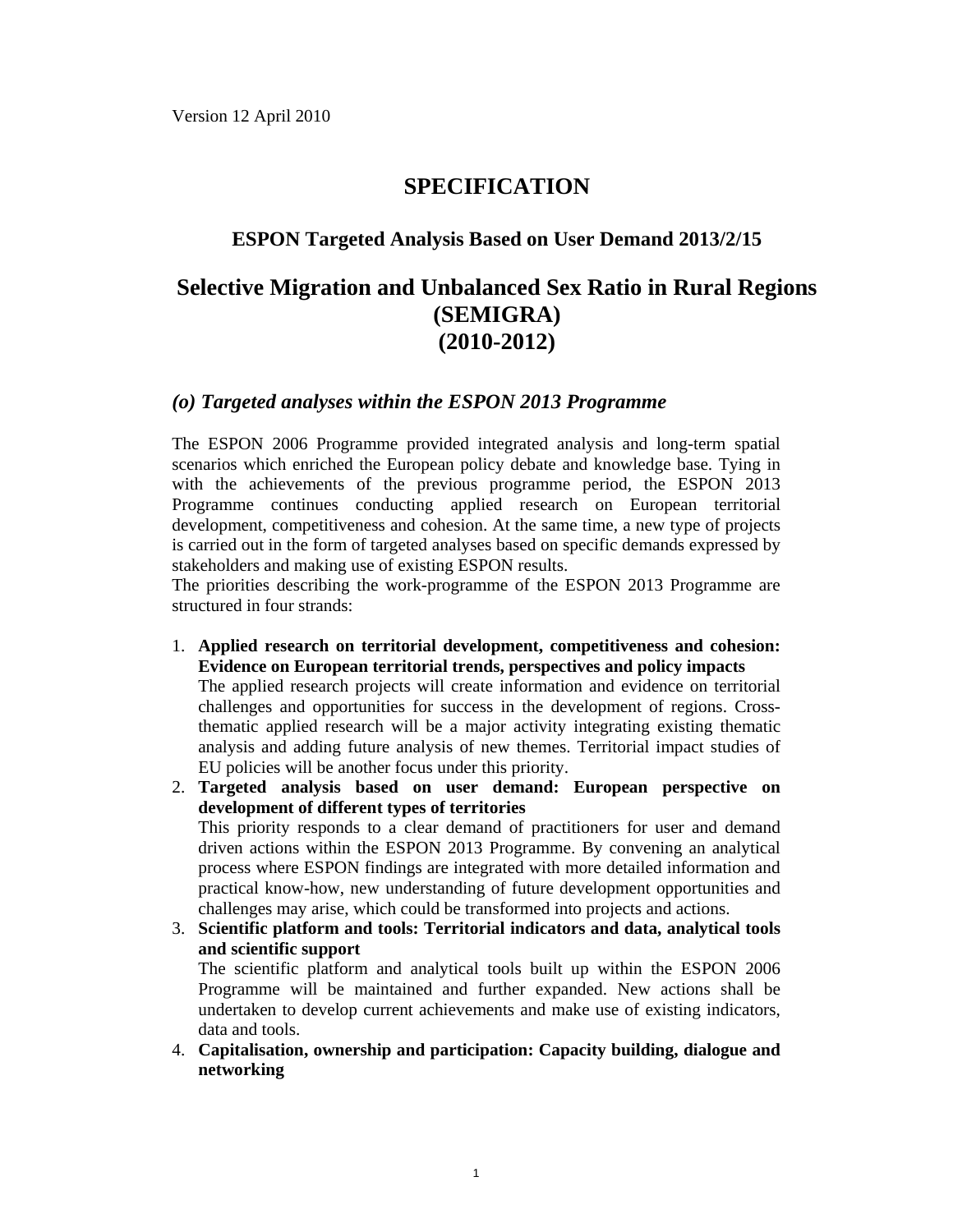Version 12 April 2010

# SPECIFICATION

## ESPON Targeted Analysis Based on User Demand 2013/2/15

# Selective Migration and Unbalanced Sex Ratio in Rural Regions (SEMIGRA) (2010-2012)

## *(o) Targeted analyses within the ESPON 2013 Programme*

The ESPON 2006 Programme provided integrated analysis and long-term spatial scenarios which enriched the European policy debate and knowledge base. Tying in with the achievements of the previous programme period, the ESPON 2013 Programme continues conducting applied research on European territorial development, competitiveness and cohesion. At the same time, a new type of projects is carried out in the form of targeted analyses based on specific demands expressed by stakeholders and making use of existing ESPON results.

The priorities describing the work-programme of the ESPON 2013 Programme are structured in four strands:

1. **Applied research on territorial development, competitiveness and cohesion: Evidence on European territorial trends, perspectives and policy impacts**
   The applied research projects will create information and evidence on territorial challenges and opportunities for success in the development of regions. Cross-thematic applied research will be a major activity integrating existing thematic analysis and adding future analysis of new themes. Territorial impact studies of EU policies will be another focus under this priority.
2. **Targeted analysis based on user demand: European perspective on development of different types of territories**
   This priority responds to a clear demand of practitioners for user and demand driven actions within the ESPON 2013 Programme. By convening an analytical process where ESPON findings are integrated with more detailed information and practical know-how, new understanding of future development opportunities and challenges may arise, which could be transformed into projects and actions.
3. **Scientific platform and tools: Territorial indicators and data, analytical tools and scientific support**
   The scientific platform and analytical tools built up within the ESPON 2006 Programme will be maintained and further expanded. New actions shall be undertaken to develop current achievements and make use of existing indicators, data and tools.
4. **Capitalisation, ownership and participation: Capacity building, dialogue and networking**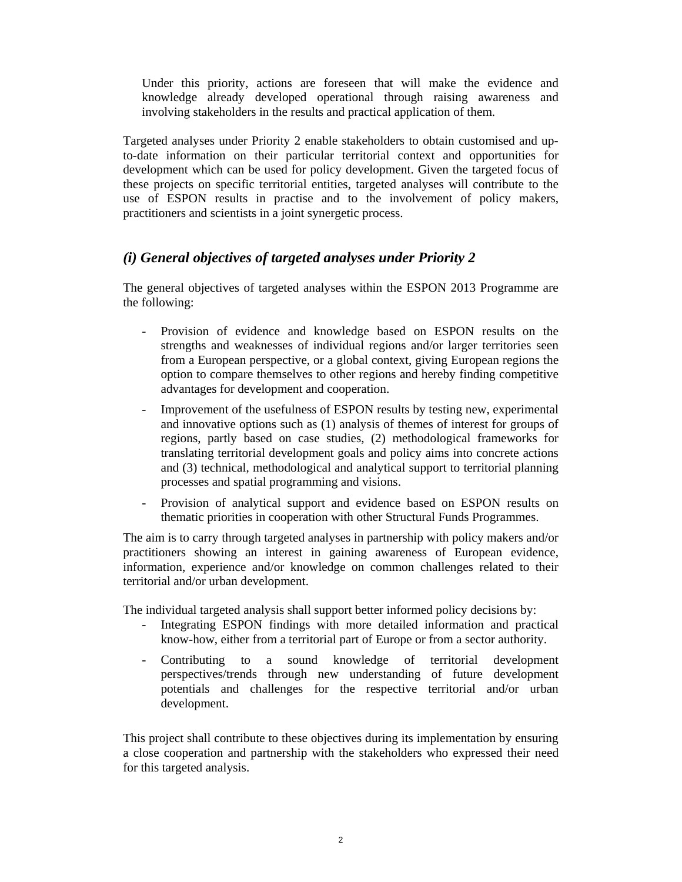Under this priority, actions are foreseen that will make the evidence and knowledge already developed operational through raising awareness and involving stakeholders in the results and practical application of them.

Targeted analyses under Priority 2 enable stakeholders to obtain customised and up-to-date information on their particular territorial context and opportunities for development which can be used for policy development. Given the targeted focus of these projects on specific territorial entities, targeted analyses will contribute to the use of ESPON results in practise and to the involvement of policy makers, practitioners and scientists in a joint synergetic process.

## *(i) General objectives of targeted analyses under Priority 2*

The general objectives of targeted analyses within the ESPON 2013 Programme are the following:

- Provision of evidence and knowledge based on ESPON results on the strengths and weaknesses of individual regions and/or larger territories seen from a European perspective, or a global context, giving European regions the option to compare themselves to other regions and hereby finding competitive advantages for development and cooperation.
- Improvement of the usefulness of ESPON results by testing new, experimental and innovative options such as (1) analysis of themes of interest for groups of regions, partly based on case studies, (2) methodological frameworks for translating territorial development goals and policy aims into concrete actions and (3) technical, methodological and analytical support to territorial planning processes and spatial programming and visions.
- Provision of analytical support and evidence based on ESPON results on thematic priorities in cooperation with other Structural Funds Programmes.

The aim is to carry through targeted analyses in partnership with policy makers and/or practitioners showing an interest in gaining awareness of European evidence, information, experience and/or knowledge on common challenges related to their territorial and/or urban development.

The individual targeted analysis shall support better informed policy decisions by:

- Integrating ESPON findings with more detailed information and practical know-how, either from a territorial part of Europe or from a sector authority.
- Contributing to a sound knowledge of territorial development perspectives/trends through new understanding of future development potentials and challenges for the respective territorial and/or urban development.

This project shall contribute to these objectives during its implementation by ensuring a close cooperation and partnership with the stakeholders who expressed their need for this targeted analysis.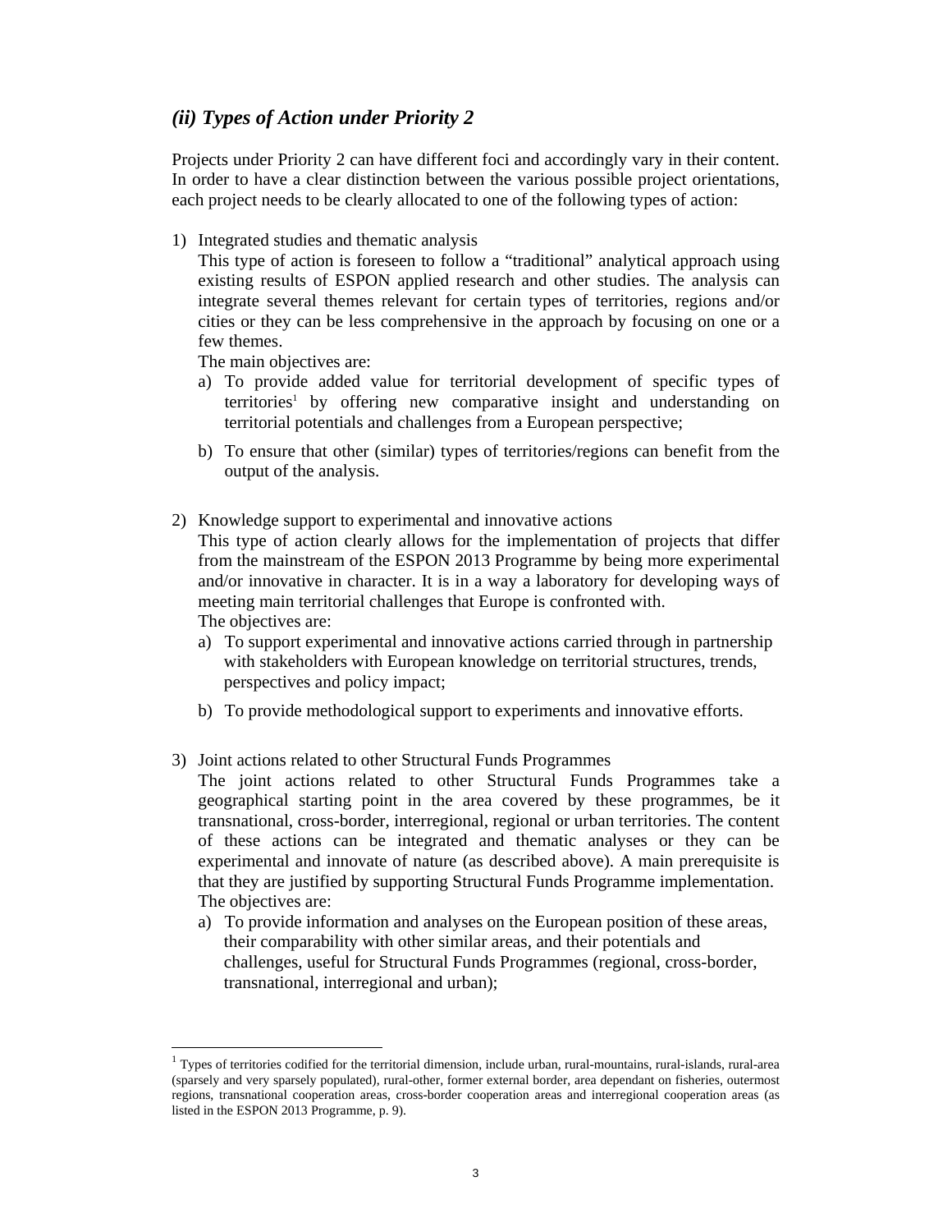### *(ii) Types of Action under Priority 2*

Projects under Priority 2 can have different foci and accordingly vary in their content. In order to have a clear distinction between the various possible project orientations, each project needs to be clearly allocated to one of the following types of action:

1) Integrated studies and thematic analysis

   This type of action is foreseen to follow a "traditional" analytical approach using existing results of ESPON applied research and other studies. The analysis can integrate several themes relevant for certain types of territories, regions and/or cities or they can be less comprehensive in the approach by focusing on one or a few themes.

   The main objectives are:

   a) To provide added value for territorial development of specific types of territories[1] by offering new comparative insight and understanding on territorial potentials and challenges from a European perspective;

   b) To ensure that other (similar) types of territories/regions can benefit from the output of the analysis.

2) Knowledge support to experimental and innovative actions

   This type of action clearly allows for the implementation of projects that differ from the mainstream of the ESPON 2013 Programme by being more experimental and/or innovative in character. It is in a way a laboratory for developing ways of meeting main territorial challenges that Europe is confronted with.

   The objectives are:

   a) To support experimental and innovative actions carried through in partnership with stakeholders with European knowledge on territorial structures, trends, perspectives and policy impact;

   b) To provide methodological support to experiments and innovative efforts.

3) Joint actions related to other Structural Funds Programmes

   The joint actions related to other Structural Funds Programmes take a geographical starting point in the area covered by these programmes, be it transnational, cross-border, interregional, regional or urban territories. The content of these actions can be integrated and thematic analyses or they can be experimental and innovate of nature (as described above). A main prerequisite is that they are justified by supporting Structural Funds Programme implementation.

   The objectives are:

   a) To provide information and analyses on the European position of these areas, their comparability with other similar areas, and their potentials and challenges, useful for Structural Funds Programmes (regional, cross-border, transnational, interregional and urban);

---

[1] Types of territories codified for the territorial dimension, include urban, rural-mountains, rural-islands, rural-area (sparsely and very sparsely populated), rural-other, former external border, area dependant on fisheries, outermost regions, transnational cooperation areas, cross-border cooperation areas and interregional cooperation areas (as listed in the ESPON 2013 Programme, p. 9).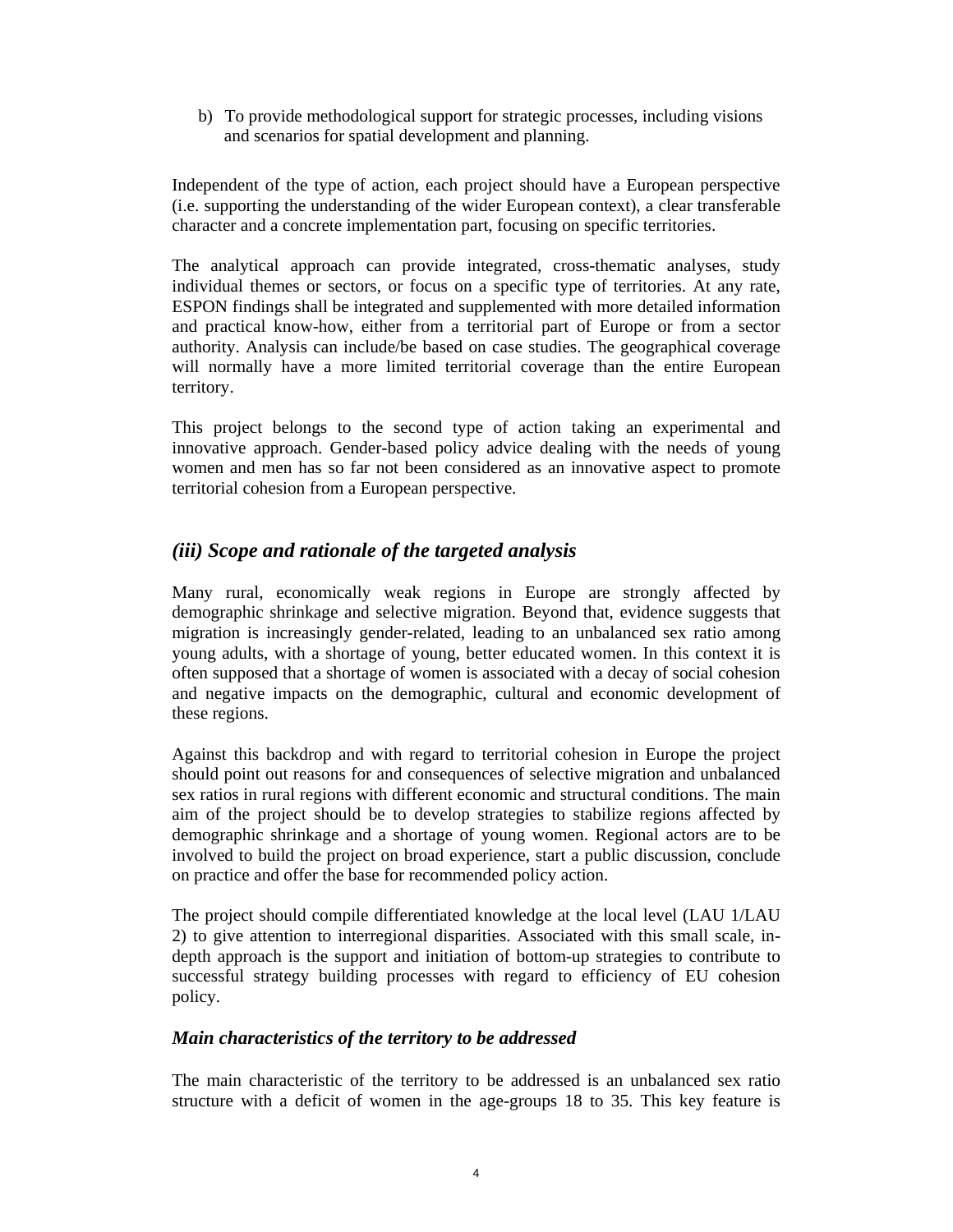b) To provide methodological support for strategic processes, including visions and scenarios for spatial development and planning.

Independent of the type of action, each project should have a European perspective (i.e. supporting the understanding of the wider European context), a clear transferable character and a concrete implementation part, focusing on specific territories.

The analytical approach can provide integrated, cross-thematic analyses, study individual themes or sectors, or focus on a specific type of territories. At any rate, ESPON findings shall be integrated and supplemented with more detailed information and practical know-how, either from a territorial part of Europe or from a sector authority. Analysis can include/be based on case studies. The geographical coverage will normally have a more limited territorial coverage than the entire European territory.

This project belongs to the second type of action taking an experimental and innovative approach. Gender-based policy advice dealing with the needs of young women and men has so far not been considered as an innovative aspect to promote territorial cohesion from a European perspective.

## *(iii) Scope and rationale of the targeted analysis*

Many rural, economically weak regions in Europe are strongly affected by demographic shrinkage and selective migration. Beyond that, evidence suggests that migration is increasingly gender-related, leading to an unbalanced sex ratio among young adults, with a shortage of young, better educated women. In this context it is often supposed that a shortage of women is associated with a decay of social cohesion and negative impacts on the demographic, cultural and economic development of these regions.

Against this backdrop and with regard to territorial cohesion in Europe the project should point out reasons for and consequences of selective migration and unbalanced sex ratios in rural regions with different economic and structural conditions. The main aim of the project should be to develop strategies to stabilize regions affected by demographic shrinkage and a shortage of young women. Regional actors are to be involved to build the project on broad experience, start a public discussion, conclude on practice and offer the base for recommended policy action.

The project should compile differentiated knowledge at the local level (LAU 1/LAU 2) to give attention to interregional disparities. Associated with this small scale, in-depth approach is the support and initiation of bottom-up strategies to contribute to successful strategy building processes with regard to efficiency of EU cohesion policy.

### *Main characteristics of the territory to be addressed*

The main characteristic of the territory to be addressed is an unbalanced sex ratio structure with a deficit of women in the age-groups 18 to 35. This key feature is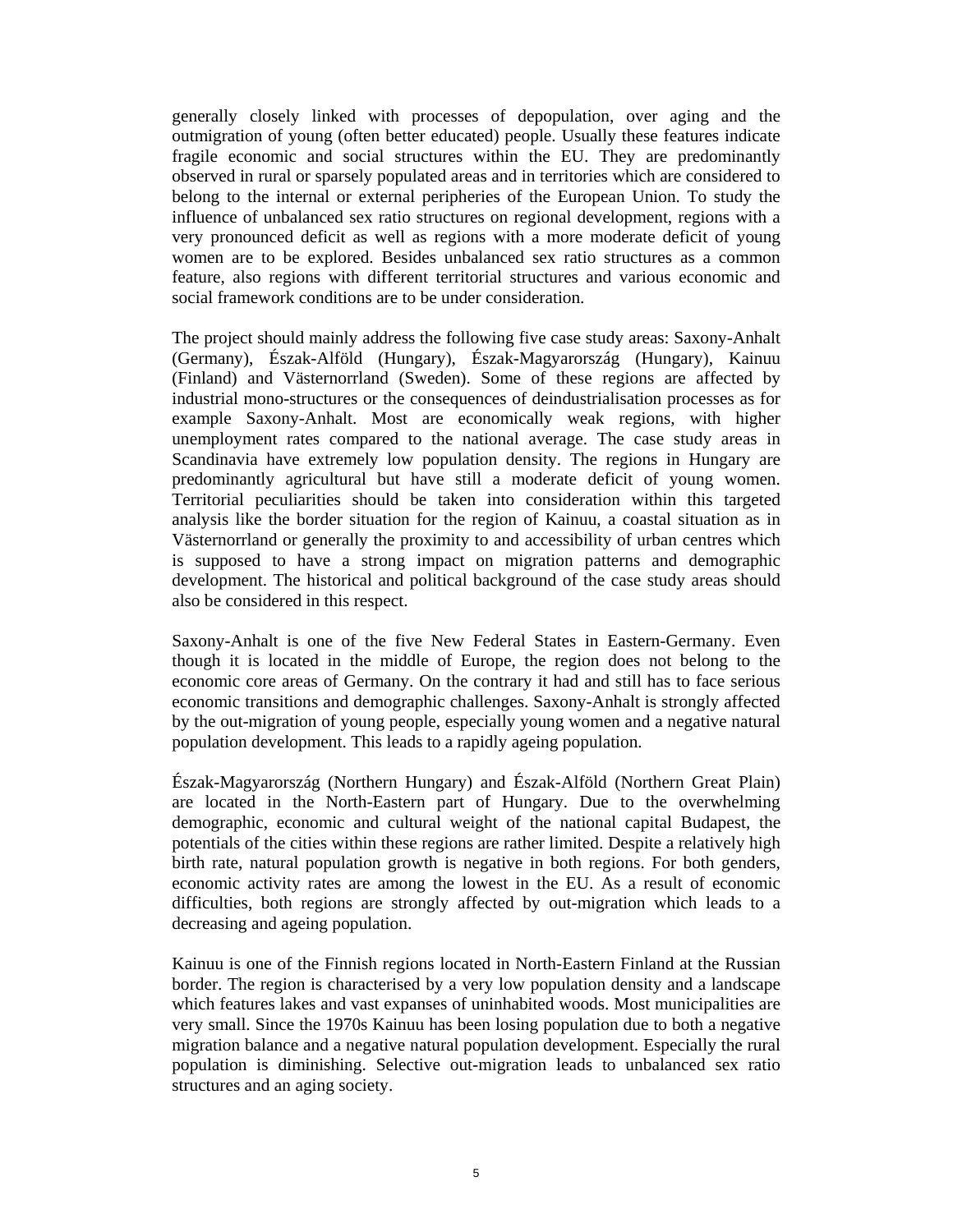generally closely linked with processes of depopulation, over aging and the outmigration of young (often better educated) people. Usually these features indicate fragile economic and social structures within the EU. They are predominantly observed in rural or sparsely populated areas and in territories which are considered to belong to the internal or external peripheries of the European Union. To study the influence of unbalanced sex ratio structures on regional development, regions with a very pronounced deficit as well as regions with a more moderate deficit of young women are to be explored. Besides unbalanced sex ratio structures as a common feature, also regions with different territorial structures and various economic and social framework conditions are to be under consideration.

The project should mainly address the following five case study areas: Saxony-Anhalt (Germany), Észak-Alföld (Hungary), Észak-Magyarország (Hungary), Kainuu (Finland) and Västernorrland (Sweden). Some of these regions are affected by industrial mono-structures or the consequences of deindustrialisation processes as for example Saxony-Anhalt. Most are economically weak regions, with higher unemployment rates compared to the national average. The case study areas in Scandinavia have extremely low population density. The regions in Hungary are predominantly agricultural but have still a moderate deficit of young women. Territorial peculiarities should be taken into consideration within this targeted analysis like the border situation for the region of Kainuu, a coastal situation as in Västernorrland or generally the proximity to and accessibility of urban centres which is supposed to have a strong impact on migration patterns and demographic development. The historical and political background of the case study areas should also be considered in this respect.

Saxony-Anhalt is one of the five New Federal States in Eastern-Germany. Even though it is located in the middle of Europe, the region does not belong to the economic core areas of Germany. On the contrary it had and still has to face serious economic transitions and demographic challenges. Saxony-Anhalt is strongly affected by the out-migration of young people, especially young women and a negative natural population development. This leads to a rapidly ageing population.

Észak-Magyarország (Northern Hungary) and Észak-Alföld (Northern Great Plain) are located in the North-Eastern part of Hungary. Due to the overwhelming demographic, economic and cultural weight of the national capital Budapest, the potentials of the cities within these regions are rather limited. Despite a relatively high birth rate, natural population growth is negative in both regions. For both genders, economic activity rates are among the lowest in the EU. As a result of economic difficulties, both regions are strongly affected by out-migration which leads to a decreasing and ageing population.

Kainuu is one of the Finnish regions located in North-Eastern Finland at the Russian border. The region is characterised by a very low population density and a landscape which features lakes and vast expanses of uninhabited woods. Most municipalities are very small. Since the 1970s Kainuu has been losing population due to both a negative migration balance and a negative natural population development. Especially the rural population is diminishing. Selective out-migration leads to unbalanced sex ratio structures and an aging society.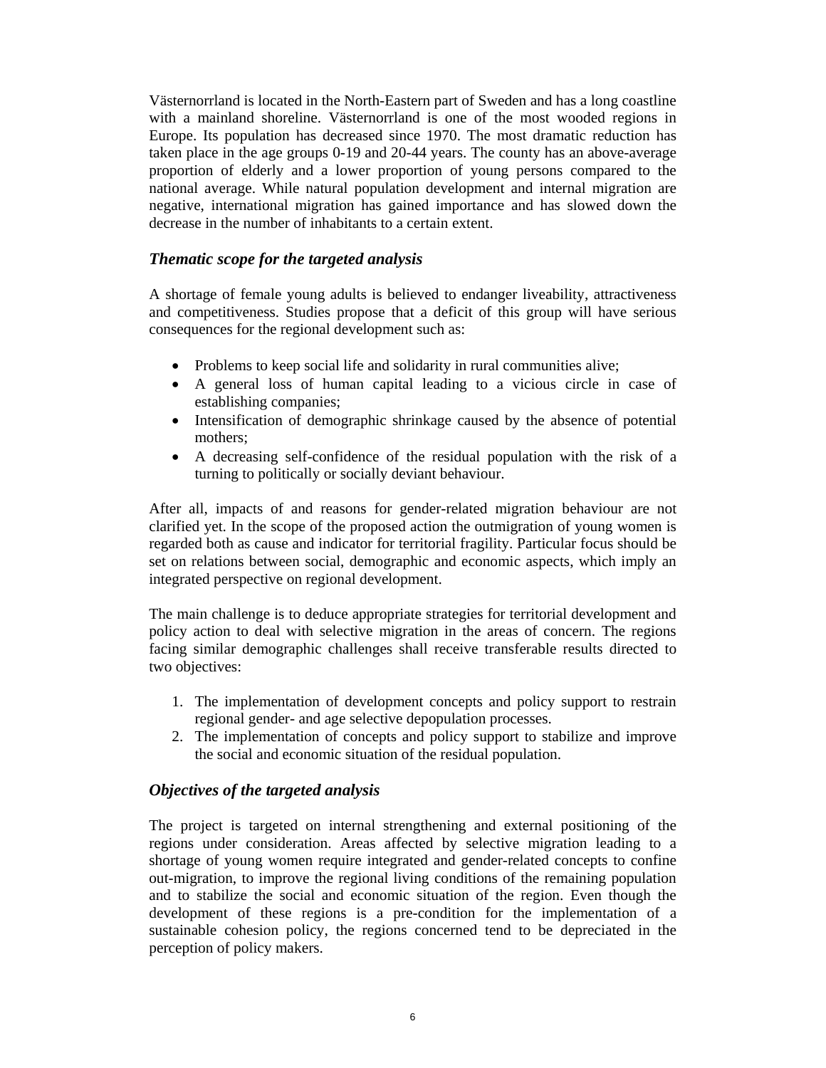Västernorrland is located in the North-Eastern part of Sweden and has a long coastline with a mainland shoreline. Västernorrland is one of the most wooded regions in Europe. Its population has decreased since 1970. The most dramatic reduction has taken place in the age groups 0-19 and 20-44 years. The county has an above-average proportion of elderly and a lower proportion of young persons compared to the national average. While natural population development and internal migration are negative, international migration has gained importance and has slowed down the decrease in the number of inhabitants to a certain extent.

### *Thematic scope for the targeted analysis*

A shortage of female young adults is believed to endanger liveability, attractiveness and competitiveness. Studies propose that a deficit of this group will have serious consequences for the regional development such as:

- Problems to keep social life and solidarity in rural communities alive;
- A general loss of human capital leading to a vicious circle in case of establishing companies;
- Intensification of demographic shrinkage caused by the absence of potential mothers;
- A decreasing self-confidence of the residual population with the risk of a turning to politically or socially deviant behaviour.

After all, impacts of and reasons for gender-related migration behaviour are not clarified yet. In the scope of the proposed action the outmigration of young women is regarded both as cause and indicator for territorial fragility. Particular focus should be set on relations between social, demographic and economic aspects, which imply an integrated perspective on regional development.

The main challenge is to deduce appropriate strategies for territorial development and policy action to deal with selective migration in the areas of concern. The regions facing similar demographic challenges shall receive transferable results directed to two objectives:

1. The implementation of development concepts and policy support to restrain regional gender- and age selective depopulation processes.
2. The implementation of concepts and policy support to stabilize and improve the social and economic situation of the residual population.

### *Objectives of the targeted analysis*

The project is targeted on internal strengthening and external positioning of the regions under consideration. Areas affected by selective migration leading to a shortage of young women require integrated and gender-related concepts to confine out-migration, to improve the regional living conditions of the remaining population and to stabilize the social and economic situation of the region. Even though the development of these regions is a pre-condition for the implementation of a sustainable cohesion policy, the regions concerned tend to be depreciated in the perception of policy makers.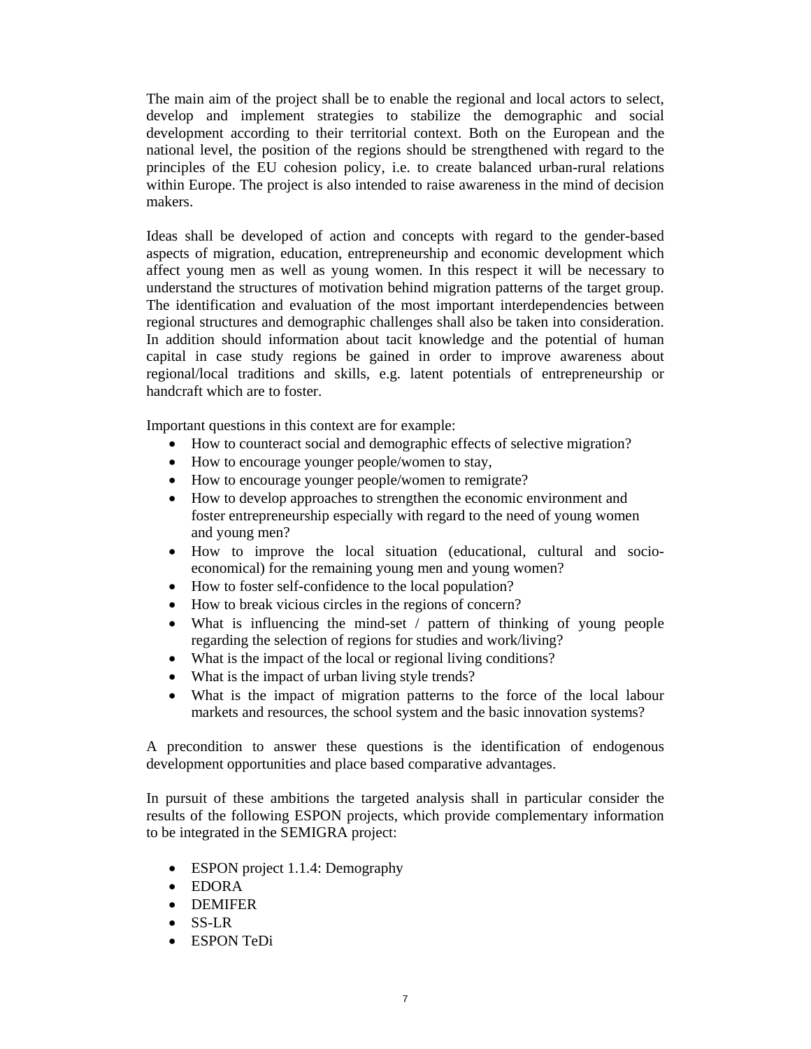The main aim of the project shall be to enable the regional and local actors to select, develop and implement strategies to stabilize the demographic and social development according to their territorial context. Both on the European and the national level, the position of the regions should be strengthened with regard to the principles of the EU cohesion policy, i.e. to create balanced urban-rural relations within Europe. The project is also intended to raise awareness in the mind of decision makers.

Ideas shall be developed of action and concepts with regard to the gender-based aspects of migration, education, entrepreneurship and economic development which affect young men as well as young women. In this respect it will be necessary to understand the structures of motivation behind migration patterns of the target group. The identification and evaluation of the most important interdependencies between regional structures and demographic challenges shall also be taken into consideration. In addition should information about tacit knowledge and the potential of human capital in case study regions be gained in order to improve awareness about regional/local traditions and skills, e.g. latent potentials of entrepreneurship or handcraft which are to foster.

Important questions in this context are for example:

- How to counteract social and demographic effects of selective migration?
- How to encourage younger people/women to stay,
- How to encourage younger people/women to remigrate?
- How to develop approaches to strengthen the economic environment and foster entrepreneurship especially with regard to the need of young women and young men?
- How to improve the local situation (educational, cultural and socio-economical) for the remaining young men and young women?
- How to foster self-confidence to the local population?
- How to break vicious circles in the regions of concern?
- What is influencing the mind-set / pattern of thinking of young people regarding the selection of regions for studies and work/living?
- What is the impact of the local or regional living conditions?
- What is the impact of urban living style trends?
- What is the impact of migration patterns to the force of the local labour markets and resources, the school system and the basic innovation systems?

A precondition to answer these questions is the identification of endogenous development opportunities and place based comparative advantages.

In pursuit of these ambitions the targeted analysis shall in particular consider the results of the following ESPON projects, which provide complementary information to be integrated in the SEMIGRA project:

- ESPON project 1.1.4: Demography
- EDORA
- DEMIFER
- SS-LR
- ESPON TeDi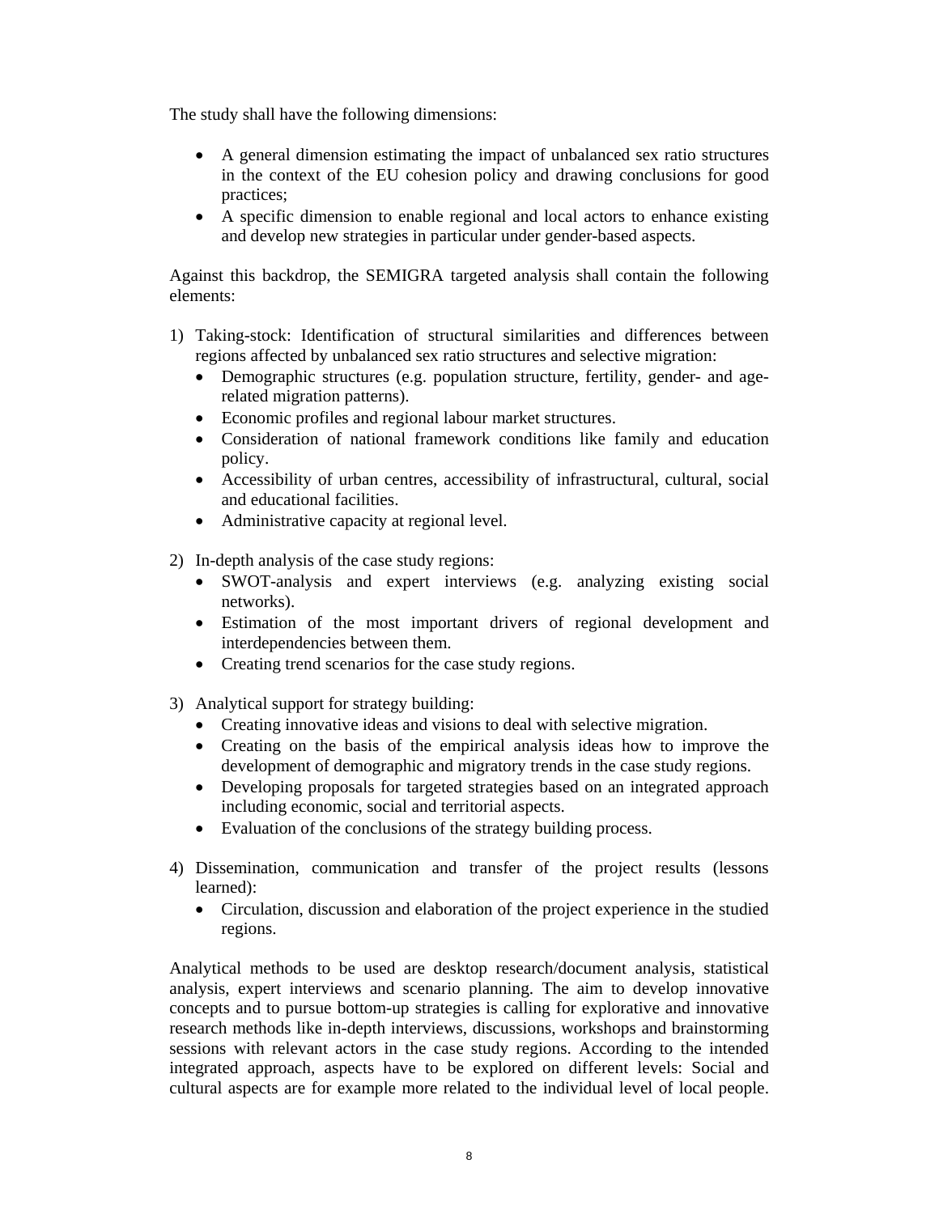The study shall have the following dimensions:

- A general dimension estimating the impact of unbalanced sex ratio structures in the context of the EU cohesion policy and drawing conclusions for good practices;
- A specific dimension to enable regional and local actors to enhance existing and develop new strategies in particular under gender-based aspects.

Against this backdrop, the SEMIGRA targeted analysis shall contain the following elements:

1) Taking-stock: Identification of structural similarities and differences between regions affected by unbalanced sex ratio structures and selective migration:
   - Demographic structures (e.g. population structure, fertility, gender- and age-related migration patterns).
   - Economic profiles and regional labour market structures.
   - Consideration of national framework conditions like family and education policy.
   - Accessibility of urban centres, accessibility of infrastructural, cultural, social and educational facilities.
   - Administrative capacity at regional level.

2) In-depth analysis of the case study regions:
   - SWOT-analysis and expert interviews (e.g. analyzing existing social networks).
   - Estimation of the most important drivers of regional development and interdependencies between them.
   - Creating trend scenarios for the case study regions.

3) Analytical support for strategy building:
   - Creating innovative ideas and visions to deal with selective migration.
   - Creating on the basis of the empirical analysis ideas how to improve the development of demographic and migratory trends in the case study regions.
   - Developing proposals for targeted strategies based on an integrated approach including economic, social and territorial aspects.
   - Evaluation of the conclusions of the strategy building process.

4) Dissemination, communication and transfer of the project results (lessons learned):
   - Circulation, discussion and elaboration of the project experience in the studied regions.

Analytical methods to be used are desktop research/document analysis, statistical analysis, expert interviews and scenario planning. The aim to develop innovative concepts and to pursue bottom-up strategies is calling for explorative and innovative research methods like in-depth interviews, discussions, workshops and brainstorming sessions with relevant actors in the case study regions. According to the intended integrated approach, aspects have to be explored on different levels: Social and cultural aspects are for example more related to the individual level of local people.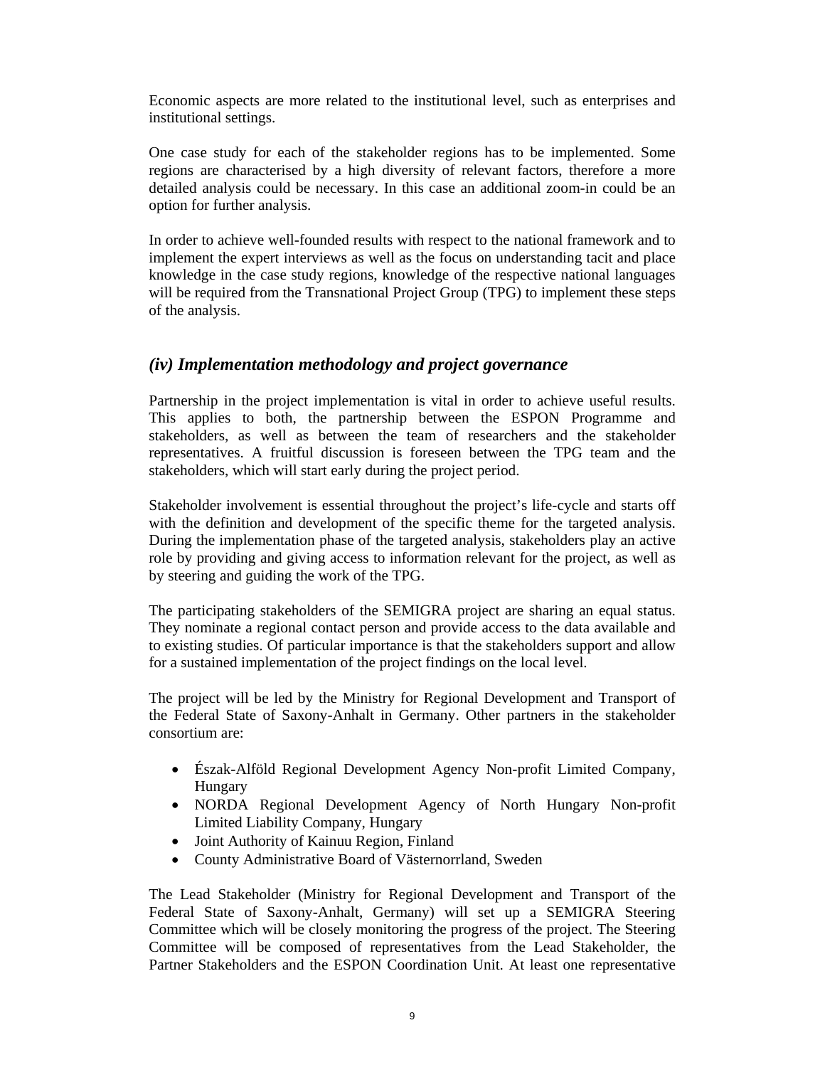Economic aspects are more related to the institutional level, such as enterprises and institutional settings.

One case study for each of the stakeholder regions has to be implemented. Some regions are characterised by a high diversity of relevant factors, therefore a more detailed analysis could be necessary. In this case an additional zoom-in could be an option for further analysis.

In order to achieve well-founded results with respect to the national framework and to implement the expert interviews as well as the focus on understanding tacit and place knowledge in the case study regions, knowledge of the respective national languages will be required from the Transnational Project Group (TPG) to implement these steps of the analysis.

## *(iv) Implementation methodology and project governance*

Partnership in the project implementation is vital in order to achieve useful results. This applies to both, the partnership between the ESPON Programme and stakeholders, as well as between the team of researchers and the stakeholder representatives. A fruitful discussion is foreseen between the TPG team and the stakeholders, which will start early during the project period.

Stakeholder involvement is essential throughout the project's life-cycle and starts off with the definition and development of the specific theme for the targeted analysis. During the implementation phase of the targeted analysis, stakeholders play an active role by providing and giving access to information relevant for the project, as well as by steering and guiding the work of the TPG.

The participating stakeholders of the SEMIGRA project are sharing an equal status. They nominate a regional contact person and provide access to the data available and to existing studies. Of particular importance is that the stakeholders support and allow for a sustained implementation of the project findings on the local level.

The project will be led by the Ministry for Regional Development and Transport of the Federal State of Saxony-Anhalt in Germany. Other partners in the stakeholder consortium are:

- Észak-Alföld Regional Development Agency Non-profit Limited Company, Hungary
- NORDA Regional Development Agency of North Hungary Non-profit Limited Liability Company, Hungary
- Joint Authority of Kainuu Region, Finland
- County Administrative Board of Västernorrland, Sweden

The Lead Stakeholder (Ministry for Regional Development and Transport of the Federal State of Saxony-Anhalt, Germany) will set up a SEMIGRA Steering Committee which will be closely monitoring the progress of the project. The Steering Committee will be composed of representatives from the Lead Stakeholder, the Partner Stakeholders and the ESPON Coordination Unit. At least one representative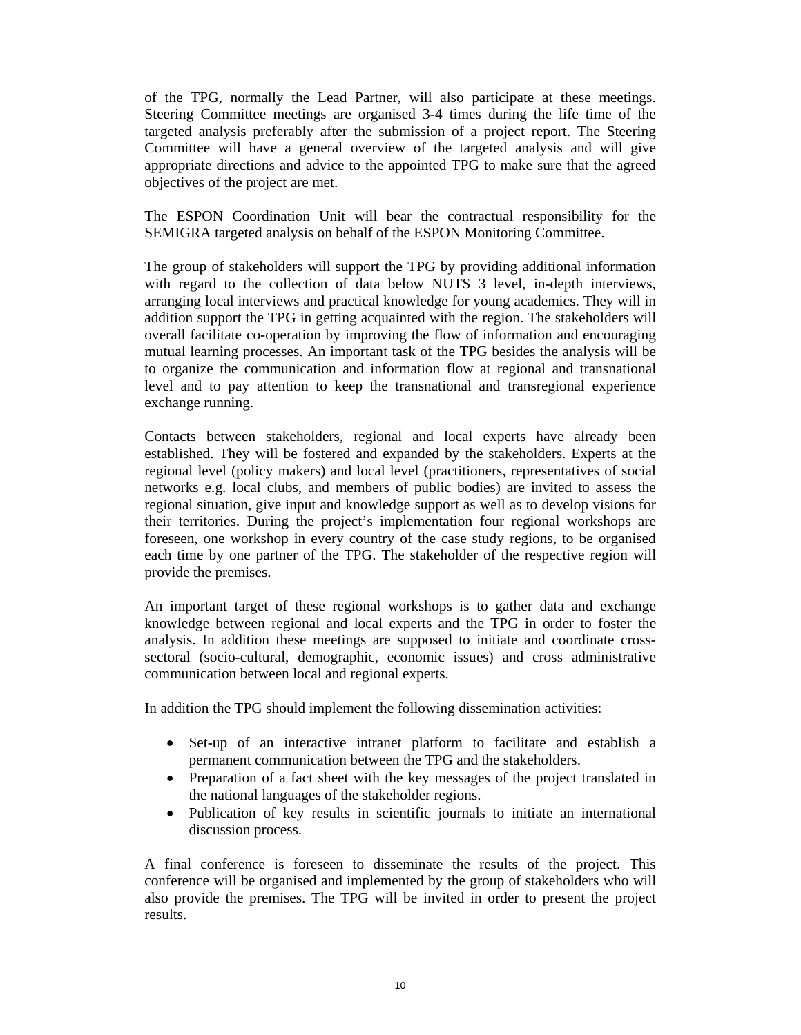of the TPG, normally the Lead Partner, will also participate at these meetings. Steering Committee meetings are organised 3-4 times during the life time of the targeted analysis preferably after the submission of a project report. The Steering Committee will have a general overview of the targeted analysis and will give appropriate directions and advice to the appointed TPG to make sure that the agreed objectives of the project are met.

The ESPON Coordination Unit will bear the contractual responsibility for the SEMIGRA targeted analysis on behalf of the ESPON Monitoring Committee.

The group of stakeholders will support the TPG by providing additional information with regard to the collection of data below NUTS 3 level, in-depth interviews, arranging local interviews and practical knowledge for young academics. They will in addition support the TPG in getting acquainted with the region. The stakeholders will overall facilitate co-operation by improving the flow of information and encouraging mutual learning processes. An important task of the TPG besides the analysis will be to organize the communication and information flow at regional and transnational level and to pay attention to keep the transnational and transregional experience exchange running.

Contacts between stakeholders, regional and local experts have already been established. They will be fostered and expanded by the stakeholders. Experts at the regional level (policy makers) and local level (practitioners, representatives of social networks e.g. local clubs, and members of public bodies) are invited to assess the regional situation, give input and knowledge support as well as to develop visions for their territories. During the project's implementation four regional workshops are foreseen, one workshop in every country of the case study regions, to be organised each time by one partner of the TPG. The stakeholder of the respective region will provide the premises.

An important target of these regional workshops is to gather data and exchange knowledge between regional and local experts and the TPG in order to foster the analysis. In addition these meetings are supposed to initiate and coordinate cross-sectoral (socio-cultural, demographic, economic issues) and cross administrative communication between local and regional experts.

In addition the TPG should implement the following dissemination activities:

- Set-up of an interactive intranet platform to facilitate and establish a permanent communication between the TPG and the stakeholders.
- Preparation of a fact sheet with the key messages of the project translated in the national languages of the stakeholder regions.
- Publication of key results in scientific journals to initiate an international discussion process.

A final conference is foreseen to disseminate the results of the project. This conference will be organised and implemented by the group of stakeholders who will also provide the premises. The TPG will be invited in order to present the project results.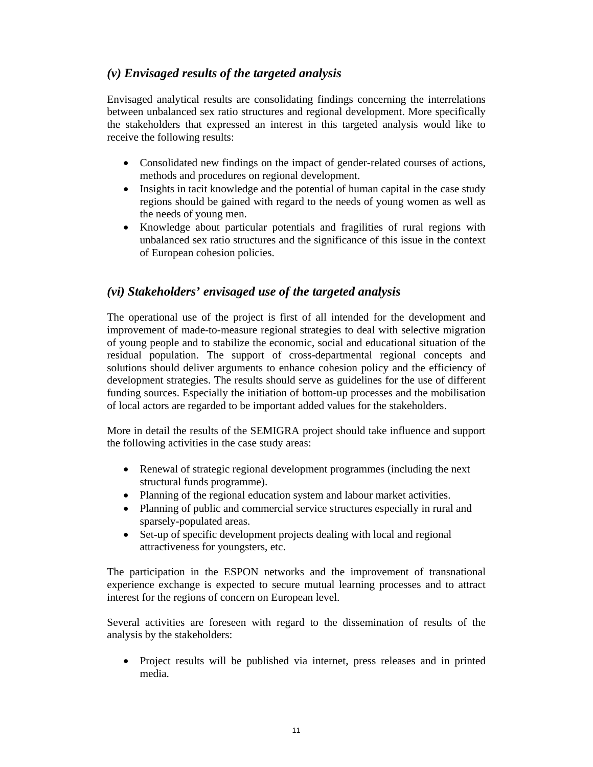### *(v) Envisaged results of the targeted analysis*

Envisaged analytical results are consolidating findings concerning the interrelations between unbalanced sex ratio structures and regional development. More specifically the stakeholders that expressed an interest in this targeted analysis would like to receive the following results:

- Consolidated new findings on the impact of gender-related courses of actions, methods and procedures on regional development.
- Insights in tacit knowledge and the potential of human capital in the case study regions should be gained with regard to the needs of young women as well as the needs of young men.
- Knowledge about particular potentials and fragilities of rural regions with unbalanced sex ratio structures and the significance of this issue in the context of European cohesion policies.

### *(vi) Stakeholders' envisaged use of the targeted analysis*

The operational use of the project is first of all intended for the development and improvement of made-to-measure regional strategies to deal with selective migration of young people and to stabilize the economic, social and educational situation of the residual population. The support of cross-departmental regional concepts and solutions should deliver arguments to enhance cohesion policy and the efficiency of development strategies. The results should serve as guidelines for the use of different funding sources. Especially the initiation of bottom-up processes and the mobilisation of local actors are regarded to be important added values for the stakeholders.

More in detail the results of the SEMIGRA project should take influence and support the following activities in the case study areas:

- Renewal of strategic regional development programmes (including the next structural funds programme).
- Planning of the regional education system and labour market activities.
- Planning of public and commercial service structures especially in rural and sparsely-populated areas.
- Set-up of specific development projects dealing with local and regional attractiveness for youngsters, etc.

The participation in the ESPON networks and the improvement of transnational experience exchange is expected to secure mutual learning processes and to attract interest for the regions of concern on European level.

Several activities are foreseen with regard to the dissemination of results of the analysis by the stakeholders:

- Project results will be published via internet, press releases and in printed media.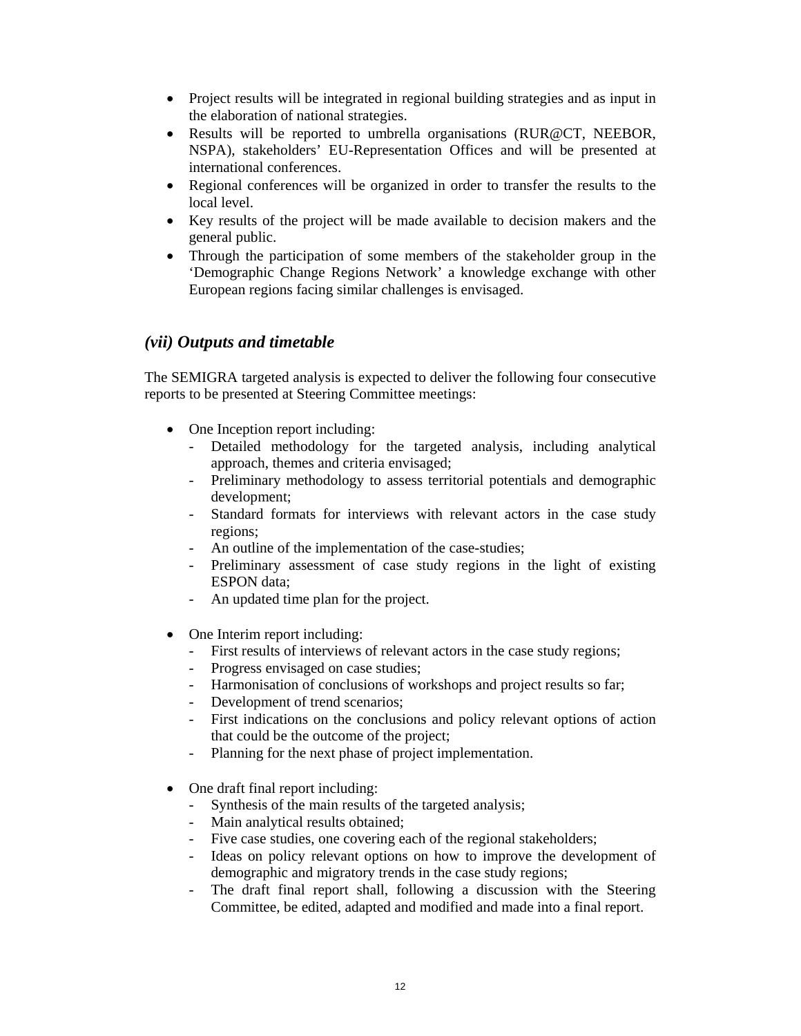- Project results will be integrated in regional building strategies and as input in the elaboration of national strategies.
- Results will be reported to umbrella organisations (RUR@CT, NEEBOR, NSPA), stakeholders' EU-Representation Offices and will be presented at international conferences.
- Regional conferences will be organized in order to transfer the results to the local level.
- Key results of the project will be made available to decision makers and the general public.
- Through the participation of some members of the stakeholder group in the 'Demographic Change Regions Network' a knowledge exchange with other European regions facing similar challenges is envisaged.

## *(vii) Outputs and timetable*

The SEMIGRA targeted analysis is expected to deliver the following four consecutive reports to be presented at Steering Committee meetings:

- One Inception report including:
  - Detailed methodology for the targeted analysis, including analytical approach, themes and criteria envisaged;
  - Preliminary methodology to assess territorial potentials and demographic development;
  - Standard formats for interviews with relevant actors in the case study regions;
  - An outline of the implementation of the case-studies;
  - Preliminary assessment of case study regions in the light of existing ESPON data;
  - An updated time plan for the project.

- One Interim report including:
  - First results of interviews of relevant actors in the case study regions;
  - Progress envisaged on case studies;
  - Harmonisation of conclusions of workshops and project results so far;
  - Development of trend scenarios;
  - First indications on the conclusions and policy relevant options of action that could be the outcome of the project;
  - Planning for the next phase of project implementation.

- One draft final report including:
  - Synthesis of the main results of the targeted analysis;
  - Main analytical results obtained;
  - Five case studies, one covering each of the regional stakeholders;
  - Ideas on policy relevant options on how to improve the development of demographic and migratory trends in the case study regions;
  - The draft final report shall, following a discussion with the Steering Committee, be edited, adapted and modified and made into a final report.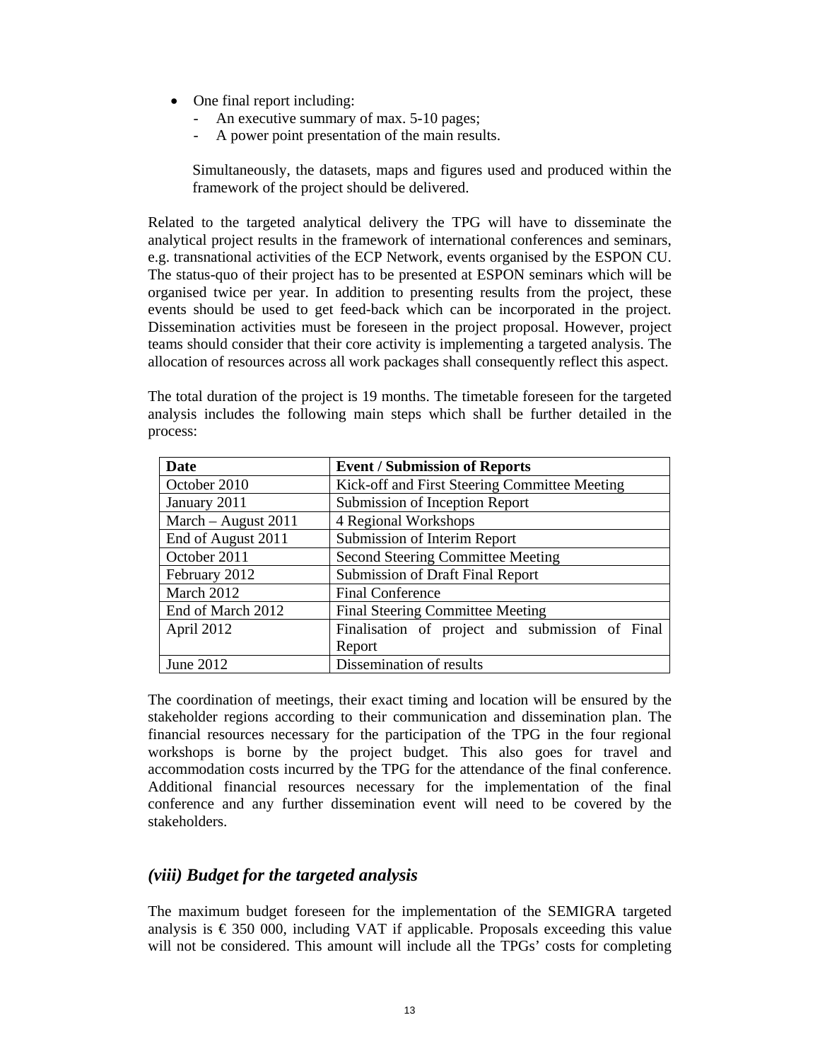- One final report including:
  - An executive summary of max. 5-10 pages;
  - A power point presentation of the main results.

  Simultaneously, the datasets, maps and figures used and produced within the framework of the project should be delivered.

Related to the targeted analytical delivery the TPG will have to disseminate the analytical project results in the framework of international conferences and seminars, e.g. transnational activities of the ECP Network, events organised by the ESPON CU. The status-quo of their project has to be presented at ESPON seminars which will be organised twice per year. In addition to presenting results from the project, these events should be used to get feed-back which can be incorporated in the project. Dissemination activities must be foreseen in the project proposal. However, project teams should consider that their core activity is implementing a targeted analysis. The allocation of resources across all work packages shall consequently reflect this aspect.

The total duration of the project is 19 months. The timetable foreseen for the targeted analysis includes the following main steps which shall be further detailed in the process:

| Date | Event / Submission of Reports |
|---|---|
| October 2010 | Kick-off and First Steering Committee Meeting |
| January 2011 | Submission of Inception Report |
| March – August 2011 | 4 Regional Workshops |
| End of August 2011 | Submission of Interim Report |
| October 2011 | Second Steering Committee Meeting |
| February 2012 | Submission of Draft Final Report |
| March 2012 | Final Conference |
| End of March 2012 | Final Steering Committee Meeting |
| April 2012 | Finalisation of project and submission of Final Report |
| June 2012 | Dissemination of results |

The coordination of meetings, their exact timing and location will be ensured by the stakeholder regions according to their communication and dissemination plan. The financial resources necessary for the participation of the TPG in the four regional workshops is borne by the project budget. This also goes for travel and accommodation costs incurred by the TPG for the attendance of the final conference. Additional financial resources necessary for the implementation of the final conference and any further dissemination event will need to be covered by the stakeholders.

## *(viii) Budget for the targeted analysis*

The maximum budget foreseen for the implementation of the SEMIGRA targeted analysis is € 350 000, including VAT if applicable. Proposals exceeding this value will not be considered. This amount will include all the TPGs' costs for completing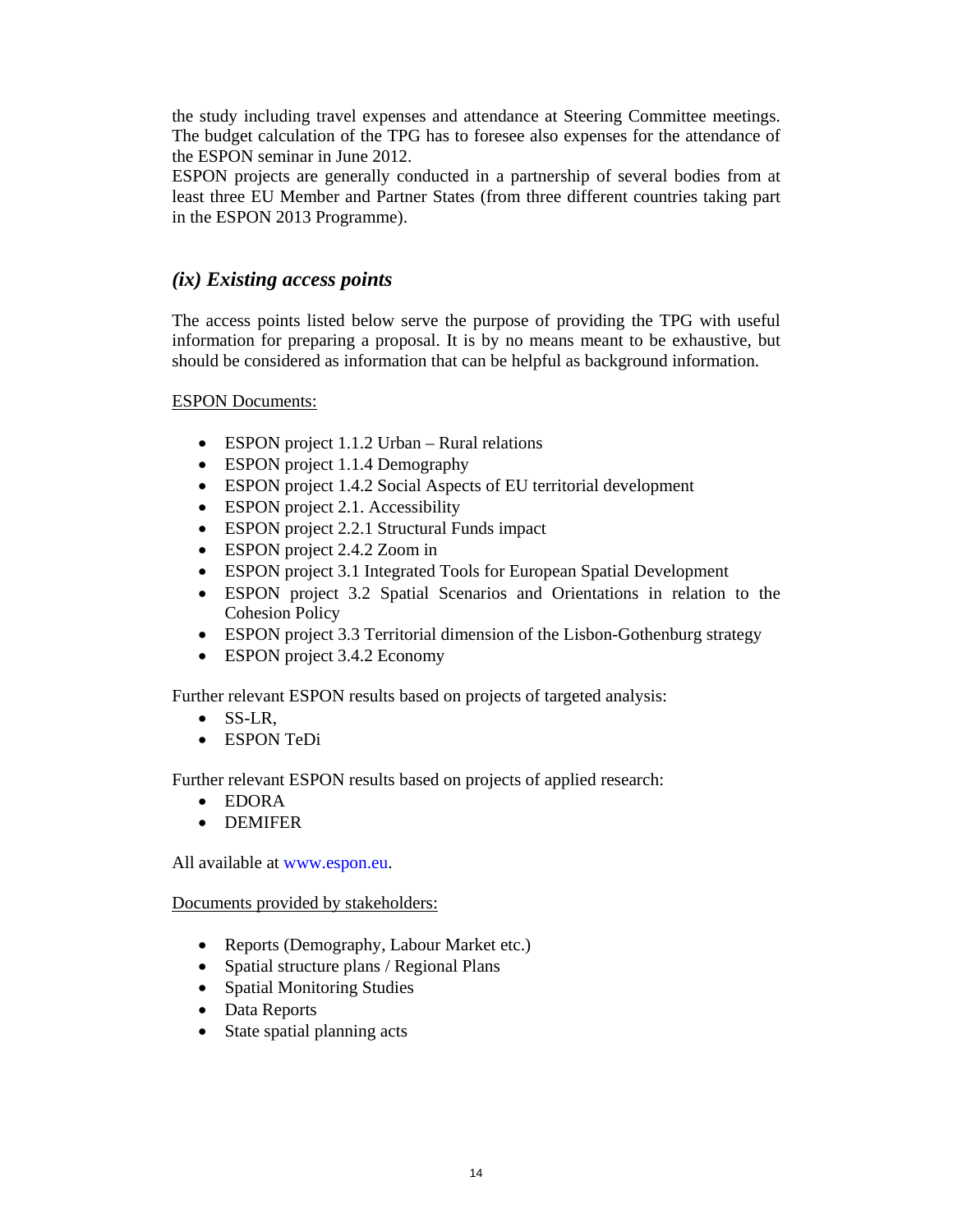the study including travel expenses and attendance at Steering Committee meetings. The budget calculation of the TPG has to foresee also expenses for the attendance of the ESPON seminar in June 2012.

ESPON projects are generally conducted in a partnership of several bodies from at least three EU Member and Partner States (from three different countries taking part in the ESPON 2013 Programme).

## *(ix) Existing access points*

The access points listed below serve the purpose of providing the TPG with useful information for preparing a proposal. It is by no means meant to be exhaustive, but should be considered as information that can be helpful as background information.

ESPON Documents:

- ESPON project 1.1.2 Urban – Rural relations
- ESPON project 1.1.4 Demography
- ESPON project 1.4.2 Social Aspects of EU territorial development
- ESPON project 2.1. Accessibility
- ESPON project 2.2.1 Structural Funds impact
- ESPON project 2.4.2 Zoom in
- ESPON project 3.1 Integrated Tools for European Spatial Development
- ESPON project 3.2 Spatial Scenarios and Orientations in relation to the Cohesion Policy
- ESPON project 3.3 Territorial dimension of the Lisbon-Gothenburg strategy
- ESPON project 3.4.2 Economy

Further relevant ESPON results based on projects of targeted analysis:

- SS-LR,
- ESPON TeDi

Further relevant ESPON results based on projects of applied research:

- EDORA
- DEMIFER

All available at www.espon.eu.

Documents provided by stakeholders:

- Reports (Demography, Labour Market etc.)
- Spatial structure plans / Regional Plans
- Spatial Monitoring Studies
- Data Reports
- State spatial planning acts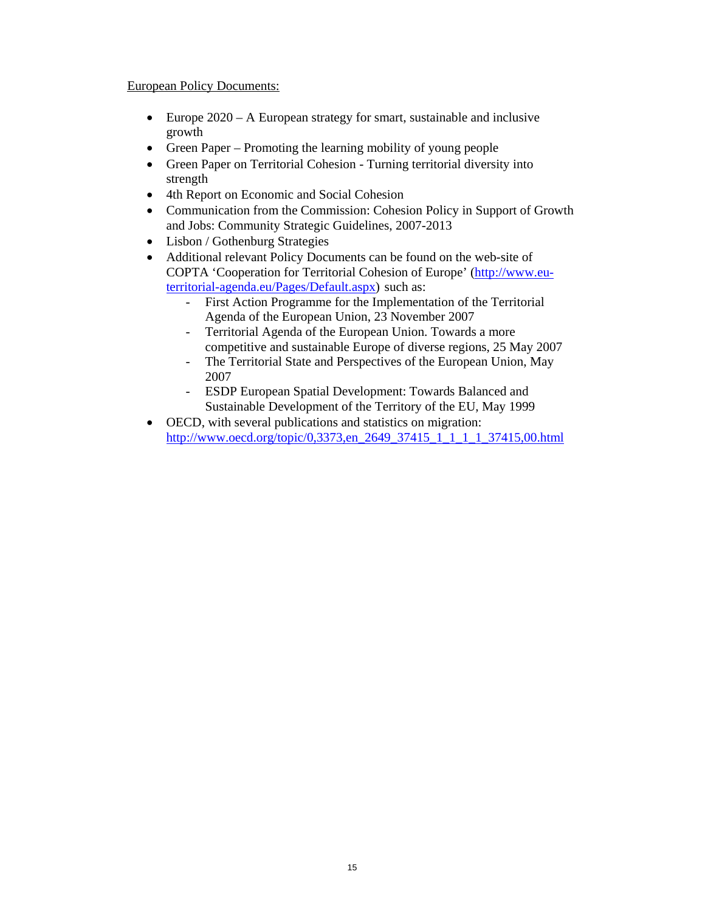European Policy Documents:

- Europe 2020 – A European strategy for smart, sustainable and inclusive growth
- Green Paper – Promoting the learning mobility of young people
- Green Paper on Territorial Cohesion - Turning territorial diversity into strength
- 4th Report on Economic and Social Cohesion
- Communication from the Commission: Cohesion Policy in Support of Growth and Jobs: Community Strategic Guidelines, 2007-2013
- Lisbon / Gothenburg Strategies
- Additional relevant Policy Documents can be found on the web-site of COPTA 'Cooperation for Territorial Cohesion of Europe' (http://www.eu-territorial-agenda.eu/Pages/Default.aspx) such as:
  - First Action Programme for the Implementation of the Territorial Agenda of the European Union, 23 November 2007
  - Territorial Agenda of the European Union. Towards a more competitive and sustainable Europe of diverse regions, 25 May 2007
  - The Territorial State and Perspectives of the European Union, May 2007
  - ESDP European Spatial Development: Towards Balanced and Sustainable Development of the Territory of the EU, May 1999
- OECD, with several publications and statistics on migration: http://www.oecd.org/topic/0,3373,en_2649_37415_1_1_1_1_37415,00.html